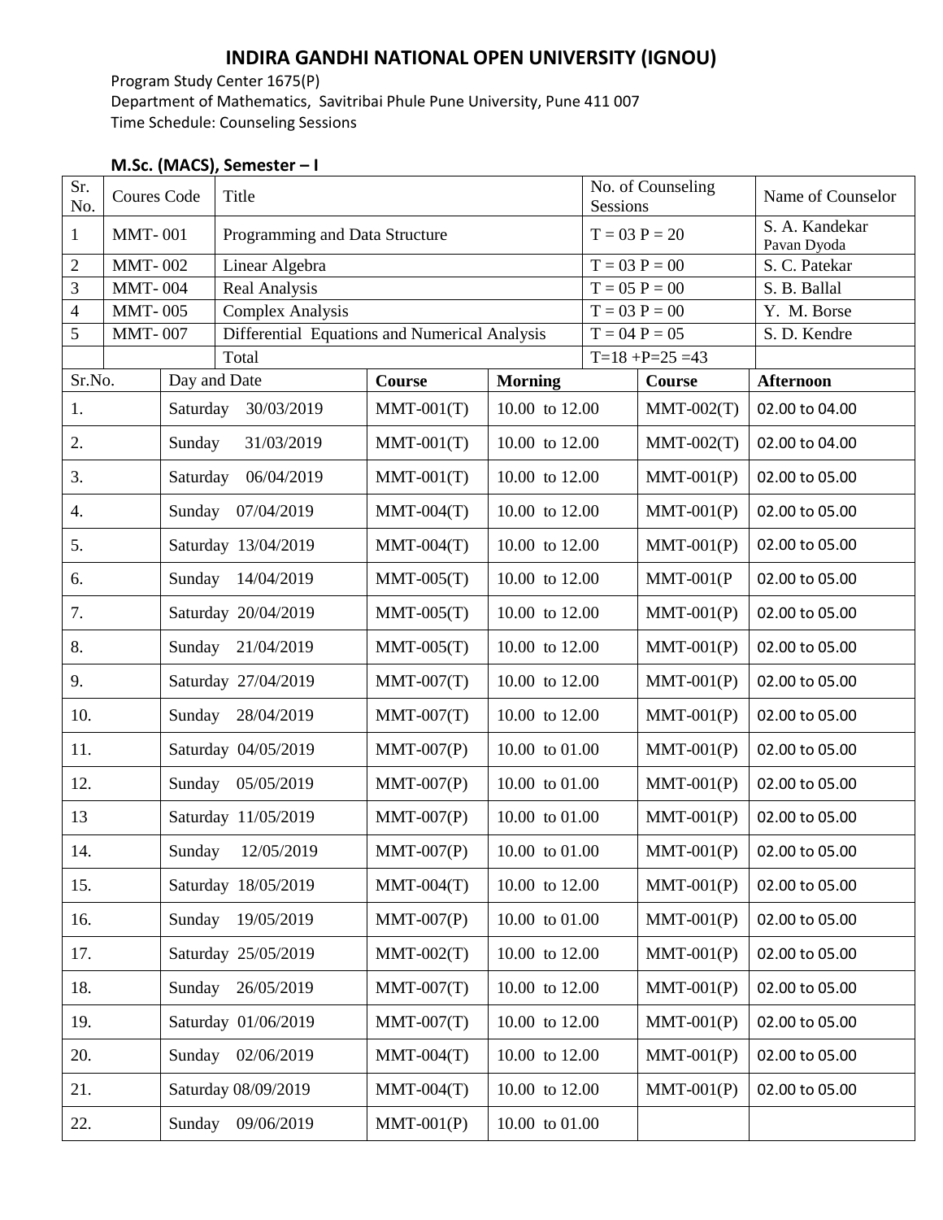# INDIRA GANDHI NATIONAL OPEN UNIVERSITY (IGNOU)

Program Study Center 1675(P)
Department of Mathematics, Savitribai Phule Pune University, Pune 411 007
Time Schedule: Counseling Sessions

## M.Sc. (MACS), Semester – I

| Sr. No. | Coures Code | Title | No. of Counseling Sessions | Name of Counselor |
|---|---|---|---|---|
| 1 | MMT- 001 | Programming and Data Structure | T = 03 P = 20 | S. A. Kandekar<br>Pavan Dyoda |
| 2 | MMT- 002 | Linear Algebra | T = 03 P = 00 | S. C. Patekar |
| 3 | MMT- 004 | Real Analysis | T = 05 P = 00 | S. B. Ballal |
| 4 | MMT- 005 | Complex Analysis | T = 03 P = 00 | Y. M. Borse |
| 5 | MMT- 007 | Differential Equations and Numerical Analysis | T = 04 P = 05 | S. D. Kendre |
| | | Total | T=18 +P=25 =43 | |

| Sr.No. | Day and Date | Course | Morning | Course | Afternoon |
|---|---|---|---|---|---|
| 1. | Saturday 30/03/2019 | MMT-001(T) | 10.00 to 12.00 | MMT-002(T) | 02.00 to 04.00 |
| 2. | Sunday 31/03/2019 | MMT-001(T) | 10.00 to 12.00 | MMT-002(T) | 02.00 to 04.00 |
| 3. | Saturday 06/04/2019 | MMT-001(T) | 10.00 to 12.00 | MMT-001(P) | 02.00 to 05.00 |
| 4. | Sunday 07/04/2019 | MMT-004(T) | 10.00 to 12.00 | MMT-001(P) | 02.00 to 05.00 |
| 5. | Saturday 13/04/2019 | MMT-004(T) | 10.00 to 12.00 | MMT-001(P) | 02.00 to 05.00 |
| 6. | Sunday 14/04/2019 | MMT-005(T) | 10.00 to 12.00 | MMT-001(P | 02.00 to 05.00 |
| 7. | Saturday 20/04/2019 | MMT-005(T) | 10.00 to 12.00 | MMT-001(P) | 02.00 to 05.00 |
| 8. | Sunday 21/04/2019 | MMT-005(T) | 10.00 to 12.00 | MMT-001(P) | 02.00 to 05.00 |
| 9. | Saturday 27/04/2019 | MMT-007(T) | 10.00 to 12.00 | MMT-001(P) | 02.00 to 05.00 |
| 10. | Sunday 28/04/2019 | MMT-007(T) | 10.00 to 12.00 | MMT-001(P) | 02.00 to 05.00 |
| 11. | Saturday 04/05/2019 | MMT-007(P) | 10.00 to 01.00 | MMT-001(P) | 02.00 to 05.00 |
| 12. | Sunday 05/05/2019 | MMT-007(P) | 10.00 to 01.00 | MMT-001(P) | 02.00 to 05.00 |
| 13 | Saturday 11/05/2019 | MMT-007(P) | 10.00 to 01.00 | MMT-001(P) | 02.00 to 05.00 |
| 14. | Sunday 12/05/2019 | MMT-007(P) | 10.00 to 01.00 | MMT-001(P) | 02.00 to 05.00 |
| 15. | Saturday 18/05/2019 | MMT-004(T) | 10.00 to 12.00 | MMT-001(P) | 02.00 to 05.00 |
| 16. | Sunday 19/05/2019 | MMT-007(P) | 10.00 to 01.00 | MMT-001(P) | 02.00 to 05.00 |
| 17. | Saturday 25/05/2019 | MMT-002(T) | 10.00 to 12.00 | MMT-001(P) | 02.00 to 05.00 |
| 18. | Sunday 26/05/2019 | MMT-007(T) | 10.00 to 12.00 | MMT-001(P) | 02.00 to 05.00 |
| 19. | Saturday 01/06/2019 | MMT-007(T) | 10.00 to 12.00 | MMT-001(P) | 02.00 to 05.00 |
| 20. | Sunday 02/06/2019 | MMT-004(T) | 10.00 to 12.00 | MMT-001(P) | 02.00 to 05.00 |
| 21. | Saturday 08/09/2019 | MMT-004(T) | 10.00 to 12.00 | MMT-001(P) | 02.00 to 05.00 |
| 22. | Sunday 09/06/2019 | MMT-001(P) | 10.00 to 01.00 | | |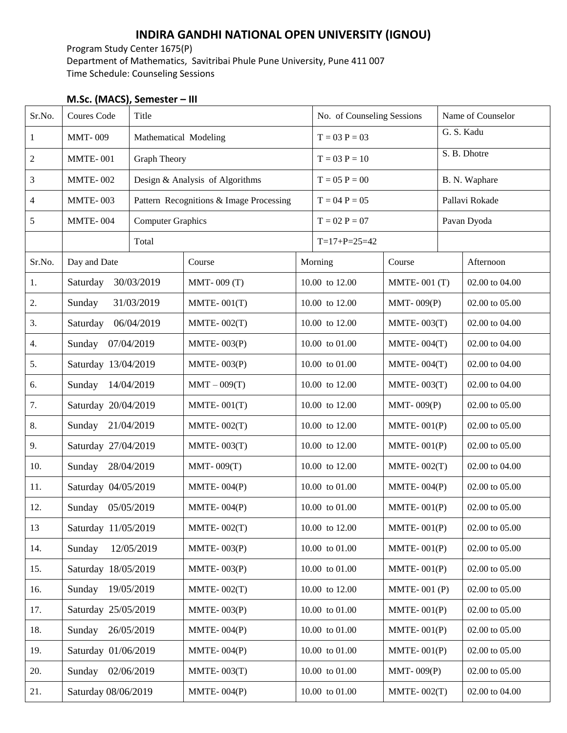# INDIRA GANDHI NATIONAL OPEN UNIVERSITY (IGNOU)

Program Study Center 1675(P)
Department of Mathematics, Savitribai Phule Pune University, Pune 411 007
Time Schedule: Counseling Sessions

**M.Sc. (MACS), Semester – III**

| Sr.No. | Coures Code | Title | No. of Counseling Sessions | Name of Counselor |
|---|---|---|---|---|
| 1 | MMT- 009 | Mathematical Modeling | T = 03 P = 03 | G. S. Kadu |
| 2 | MMTE- 001 | Graph Theory | T = 03 P = 10 | S. B. Dhotre |
| 3 | MMTE- 002 | Design & Analysis of Algorithms | T = 05 P = 00 | B. N. Waphare |
| 4 | MMTE- 003 | Pattern Recognitions & Image Processing | T = 04 P = 05 | Pallavi Rokade |
| 5 | MMTE- 004 | Computer Graphics | T = 02 P = 07 | Pavan Dyoda |
| | | Total | T=17+P=25=42 | |

| Sr.No. | Day and Date | Course | Morning | Course | Afternoon |
|---|---|---|---|---|---|
| 1. | Saturday 30/03/2019 | MMT- 009 (T) | 10.00 to 12.00 | MMTE- 001 (T) | 02.00 to 04.00 |
| 2. | Sunday 31/03/2019 | MMTE- 001(T) | 10.00 to 12.00 | MMT- 009(P) | 02.00 to 05.00 |
| 3. | Saturday 06/04/2019 | MMTE- 002(T) | 10.00 to 12.00 | MMTE- 003(T) | 02.00 to 04.00 |
| 4. | Sunday 07/04/2019 | MMTE- 003(P) | 10.00 to 01.00 | MMTE- 004(T) | 02.00 to 04.00 |
| 5. | Saturday 13/04/2019 | MMTE- 003(P) | 10.00 to 01.00 | MMTE- 004(T) | 02.00 to 04.00 |
| 6. | Sunday 14/04/2019 | MMT – 009(T) | 10.00 to 12.00 | MMTE- 003(T) | 02.00 to 04.00 |
| 7. | Saturday 20/04/2019 | MMTE- 001(T) | 10.00 to 12.00 | MMT- 009(P) | 02.00 to 05.00 |
| 8. | Sunday 21/04/2019 | MMTE- 002(T) | 10.00 to 12.00 | MMTE- 001(P) | 02.00 to 05.00 |
| 9. | Saturday 27/04/2019 | MMTE- 003(T) | 10.00 to 12.00 | MMTE- 001(P) | 02.00 to 05.00 |
| 10. | Sunday 28/04/2019 | MMT- 009(T) | 10.00 to 12.00 | MMTE- 002(T) | 02.00 to 04.00 |
| 11. | Saturday 04/05/2019 | MMTE- 004(P) | 10.00 to 01.00 | MMTE- 004(P) | 02.00 to 05.00 |
| 12. | Sunday 05/05/2019 | MMTE- 004(P) | 10.00 to 01.00 | MMTE- 001(P) | 02.00 to 05.00 |
| 13 | Saturday 11/05/2019 | MMTE- 002(T) | 10.00 to 12.00 | MMTE- 001(P) | 02.00 to 05.00 |
| 14. | Sunday 12/05/2019 | MMTE- 003(P) | 10.00 to 01.00 | MMTE- 001(P) | 02.00 to 05.00 |
| 15. | Saturday 18/05/2019 | MMTE- 003(P) | 10.00 to 01.00 | MMTE- 001(P) | 02.00 to 05.00 |
| 16. | Sunday 19/05/2019 | MMTE- 002(T) | 10.00 to 12.00 | MMTE- 001 (P) | 02.00 to 05.00 |
| 17. | Saturday 25/05/2019 | MMTE- 003(P) | 10.00 to 01.00 | MMTE- 001(P) | 02.00 to 05.00 |
| 18. | Sunday 26/05/2019 | MMTE- 004(P) | 10.00 to 01.00 | MMTE- 001(P) | 02.00 to 05.00 |
| 19. | Saturday 01/06/2019 | MMTE- 004(P) | 10.00 to 01.00 | MMTE- 001(P) | 02.00 to 05.00 |
| 20. | Sunday 02/06/2019 | MMTE- 003(T) | 10.00 to 01.00 | MMT- 009(P) | 02.00 to 05.00 |
| 21. | Saturday 08/06/2019 | MMTE- 004(P) | 10.00 to 01.00 | MMTE- 002(T) | 02.00 to 04.00 |